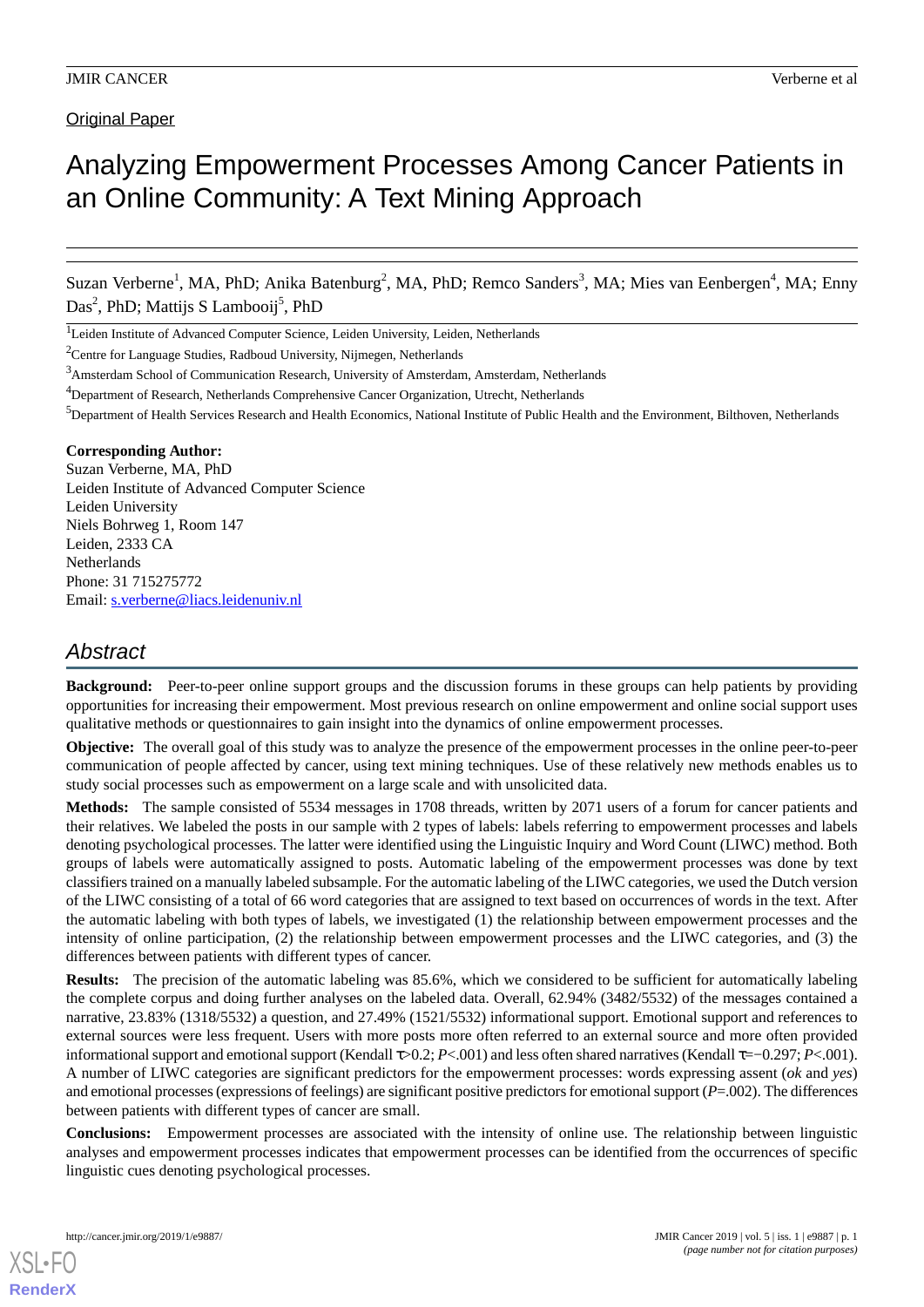Original Paper

# Analyzing Empowerment Processes Among Cancer Patients in an Online Community: A Text Mining Approach

Suzan Verberne[1], MA, PhD; Anika Batenburg[2], MA, PhD; Remco Sanders[3], MA; Mies van Eenbergen[4], MA; Enny Das[2], PhD; Mattijs S Lambooij[5], PhD

[1]Leiden Institute of Advanced Computer Science, Leiden University, Leiden, Netherlands

[2]Centre for Language Studies, Radboud University, Nijmegen, Netherlands

[3]Amsterdam School of Communication Research, University of Amsterdam, Amsterdam, Netherlands

[4]Department of Research, Netherlands Comprehensive Cancer Organization, Utrecht, Netherlands

[5]Department of Health Services Research and Health Economics, National Institute of Public Health and the Environment, Bilthoven, Netherlands

**Corresponding Author:**
Suzan Verberne, MA, PhD
Leiden Institute of Advanced Computer Science
Leiden University
Niels Bohrweg 1, Room 147
Leiden, 2333 CA
Netherlands
Phone: 31 715275772
Email: s.verberne@liacs.leidenuniv.nl

## Abstract

**Background:** Peer-to-peer online support groups and the discussion forums in these groups can help patients by providing opportunities for increasing their empowerment. Most previous research on online empowerment and online social support uses qualitative methods or questionnaires to gain insight into the dynamics of online empowerment processes.

**Objective:** The overall goal of this study was to analyze the presence of the empowerment processes in the online peer-to-peer communication of people affected by cancer, using text mining techniques. Use of these relatively new methods enables us to study social processes such as empowerment on a large scale and with unsolicited data.

**Methods:** The sample consisted of 5534 messages in 1708 threads, written by 2071 users of a forum for cancer patients and their relatives. We labeled the posts in our sample with 2 types of labels: labels referring to empowerment processes and labels denoting psychological processes. The latter were identified using the Linguistic Inquiry and Word Count (LIWC) method. Both groups of labels were automatically assigned to posts. Automatic labeling of the empowerment processes was done by text classifiers trained on a manually labeled subsample. For the automatic labeling of the LIWC categories, we used the Dutch version of the LIWC consisting of a total of 66 word categories that are assigned to text based on occurrences of words in the text. After the automatic labeling with both types of labels, we investigated (1) the relationship between empowerment processes and the intensity of online participation, (2) the relationship between empowerment processes and the LIWC categories, and (3) the differences between patients with different types of cancer.

**Results:** The precision of the automatic labeling was 85.6%, which we considered to be sufficient for automatically labeling the complete corpus and doing further analyses on the labeled data. Overall, 62.94% (3482/5532) of the messages contained a narrative, 23.83% (1318/5532) a question, and 27.49% (1521/5532) informational support. Emotional support and references to external sources were less frequent. Users with more posts more often referred to an external source and more often provided informational support and emotional support (Kendall $\tau$>0.2; $P$<.001) and less often shared narratives (Kendall $\tau$=−0.297; $P$<.001). A number of LIWC categories are significant predictors for the empowerment processes: words expressing assent (*ok* and *yes*) and emotional processes (expressions of feelings) are significant positive predictors for emotional support ($P$=.002). The differences between patients with different types of cancer are small.

**Conclusions:** Empowerment processes are associated with the intensity of online use. The relationship between linguistic analyses and empowerment processes indicates that empowerment processes can be identified from the occurrences of specific linguistic cues denoting psychological processes.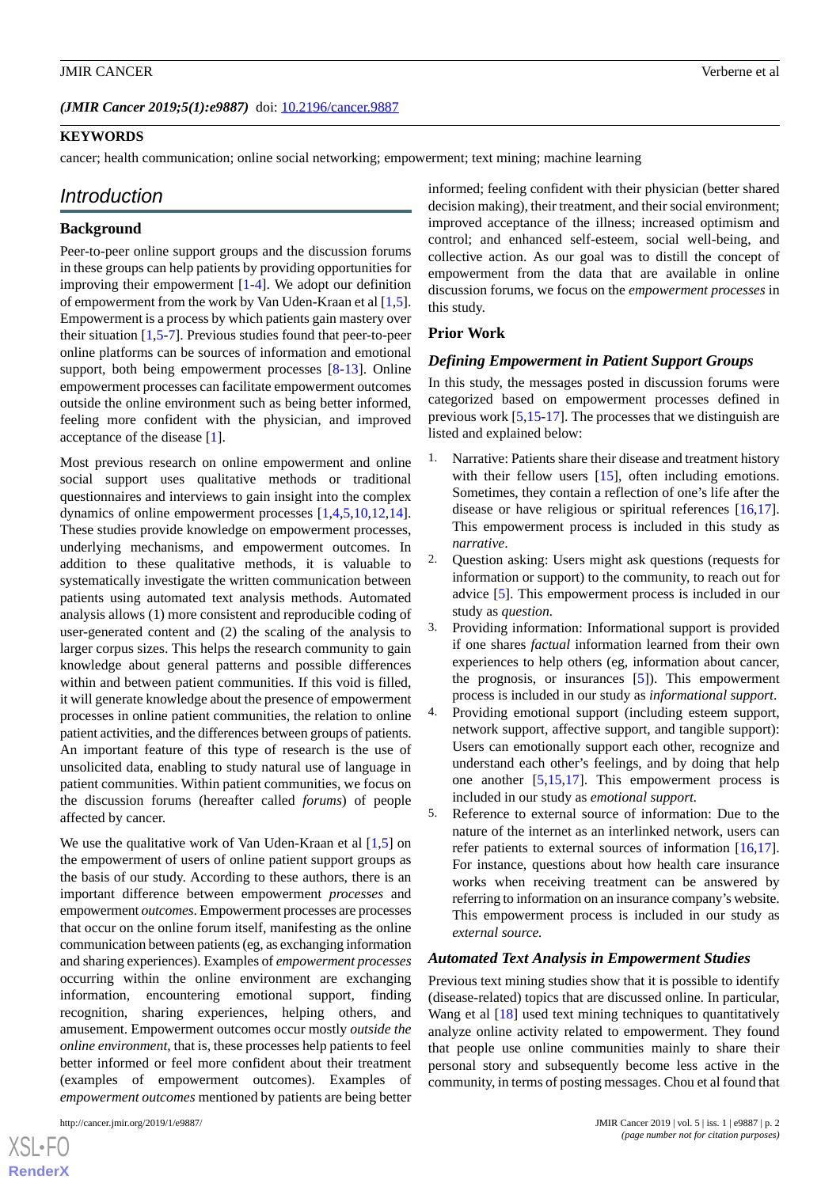(*JMIR Cancer 2019;5(1):e9887*) doi: 10.2196/cancer.9887

**KEYWORDS**

cancer; health communication; online social networking; empowerment; text mining; machine learning

## Introduction

### Background

Peer-to-peer online support groups and the discussion forums in these groups can help patients by providing opportunities for improving their empowerment [1-4]. We adopt our definition of empowerment from the work by Van Uden-Kraan et al [1,5]. Empowerment is a process by which patients gain mastery over their situation [1,5-7]. Previous studies found that peer-to-peer online platforms can be sources of information and emotional support, both being empowerment processes [8-13]. Online empowerment processes can facilitate empowerment outcomes outside the online environment such as being better informed, feeling more confident with the physician, and improved acceptance of the disease [1].

Most previous research on online empowerment and online social support uses qualitative methods or traditional questionnaires and interviews to gain insight into the complex dynamics of online empowerment processes [1,4,5,10,12,14]. These studies provide knowledge on empowerment processes, underlying mechanisms, and empowerment outcomes. In addition to these qualitative methods, it is valuable to systematically investigate the written communication between patients using automated text analysis methods. Automated analysis allows (1) more consistent and reproducible coding of user-generated content and (2) the scaling of the analysis to larger corpus sizes. This helps the research community to gain knowledge about general patterns and possible differences within and between patient communities. If this void is filled, it will generate knowledge about the presence of empowerment processes in online patient communities, the relation to online patient activities, and the differences between groups of patients. An important feature of this type of research is the use of unsolicited data, enabling to study natural use of language in patient communities. Within patient communities, we focus on the discussion forums (hereafter called *forums*) of people affected by cancer.

We use the qualitative work of Van Uden-Kraan et al [1,5] on the empowerment of users of online patient support groups as the basis of our study. According to these authors, there is an important difference between empowerment *processes* and empowerment *outcomes*. Empowerment processes are processes that occur on the online forum itself, manifesting as the online communication between patients (eg, as exchanging information and sharing experiences). Examples of *empowerment processes* occurring within the online environment are exchanging information, encountering emotional support, finding recognition, sharing experiences, helping others, and amusement. Empowerment outcomes occur mostly *outside the online environment*, that is, these processes help patients to feel better informed or feel more confident about their treatment (examples of empowerment outcomes). Examples of *empowerment outcomes* mentioned by patients are being better informed; feeling confident with their physician (better shared decision making), their treatment, and their social environment; improved acceptance of the illness; increased optimism and control; and enhanced self-esteem, social well-being, and collective action. As our goal was to distill the concept of empowerment from the data that are available in online discussion forums, we focus on the *empowerment processes* in this study.

### Prior Work

#### Defining Empowerment in Patient Support Groups

In this study, the messages posted in discussion forums were categorized based on empowerment processes defined in previous work [5,15-17]. The processes that we distinguish are listed and explained below:

1. Narrative: Patients share their disease and treatment history with their fellow users [15], often including emotions. Sometimes, they contain a reflection of one's life after the disease or have religious or spiritual references [16,17]. This empowerment process is included in this study as *narrative*.
2. Question asking: Users might ask questions (requests for information or support) to the community, to reach out for advice [5]. This empowerment process is included in our study as *question*.
3. Providing information: Informational support is provided if one shares *factual* information learned from their own experiences to help others (eg, information about cancer, the prognosis, or insurances [5]). This empowerment process is included in our study as *informational support*.
4. Providing emotional support (including esteem support, network support, affective support, and tangible support): Users can emotionally support each other, recognize and understand each other's feelings, and by doing that help one another [5,15,17]. This empowerment process is included in our study as *emotional support*.
5. Reference to external source of information: Due to the nature of the internet as an interlinked network, users can refer patients to external sources of information [16,17]. For instance, questions about how health care insurance works when receiving treatment can be answered by referring to information on an insurance company's website. This empowerment process is included in our study as *external source*.

#### Automated Text Analysis in Empowerment Studies

Previous text mining studies show that it is possible to identify (disease-related) topics that are discussed online. In particular, Wang et al [18] used text mining techniques to quantitatively analyze online activity related to empowerment. They found that people use online communities mainly to share their personal story and subsequently become less active in the community, in terms of posting messages. Chou et al found that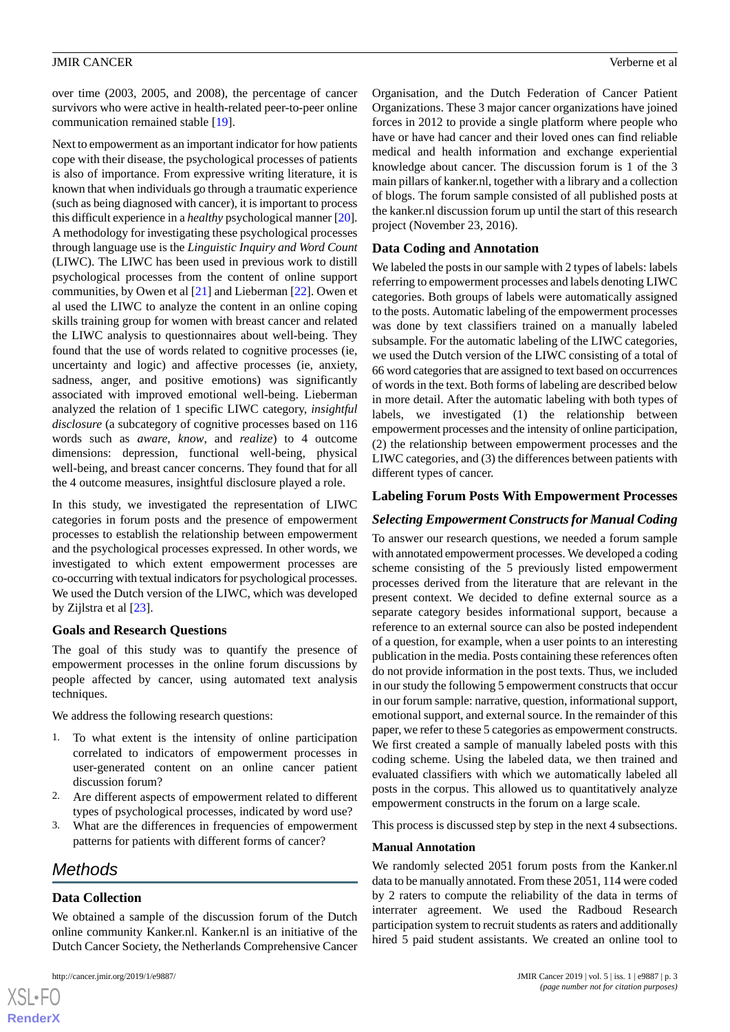over time (2003, 2005, and 2008), the percentage of cancer survivors who were active in health-related peer-to-peer online communication remained stable [19].

Next to empowerment as an important indicator for how patients cope with their disease, the psychological processes of patients is also of importance. From expressive writing literature, it is known that when individuals go through a traumatic experience (such as being diagnosed with cancer), it is important to process this difficult experience in a *healthy* psychological manner [20]. A methodology for investigating these psychological processes through language use is the *Linguistic Inquiry and Word Count* (LIWC). The LIWC has been used in previous work to distill psychological processes from the content of online support communities, by Owen et al [21] and Lieberman [22]. Owen et al used the LIWC to analyze the content in an online coping skills training group for women with breast cancer and related the LIWC analysis to questionnaires about well-being. They found that the use of words related to cognitive processes (ie, uncertainty and logic) and affective processes (ie, anxiety, sadness, anger, and positive emotions) was significantly associated with improved emotional well-being. Lieberman analyzed the relation of 1 specific LIWC category, *insightful disclosure* (a subcategory of cognitive processes based on 116 words such as *aware*, *know*, and *realize*) to 4 outcome dimensions: depression, functional well-being, physical well-being, and breast cancer concerns. They found that for all the 4 outcome measures, insightful disclosure played a role.

In this study, we investigated the representation of LIWC categories in forum posts and the presence of empowerment processes to establish the relationship between empowerment and the psychological processes expressed. In other words, we investigated to which extent empowerment processes are co-occurring with textual indicators for psychological processes. We used the Dutch version of the LIWC, which was developed by Zijlstra et al [23].

### Goals and Research Questions

The goal of this study was to quantify the presence of empowerment processes in the online forum discussions by people affected by cancer, using automated text analysis techniques.

We address the following research questions:

1. To what extent is the intensity of online participation correlated to indicators of empowerment processes in user-generated content on an online cancer patient discussion forum?
2. Are different aspects of empowerment related to different types of psychological processes, indicated by word use?
3. What are the differences in frequencies of empowerment patterns for patients with different forms of cancer?

## Methods

### Data Collection

We obtained a sample of the discussion forum of the Dutch online community Kanker.nl. Kanker.nl is an initiative of the Dutch Cancer Society, the Netherlands Comprehensive Cancer Organisation, and the Dutch Federation of Cancer Patient Organizations. These 3 major cancer organizations have joined forces in 2012 to provide a single platform where people who have or have had cancer and their loved ones can find reliable medical and health information and exchange experiential knowledge about cancer. The discussion forum is 1 of the 3 main pillars of kanker.nl, together with a library and a collection of blogs. The forum sample consisted of all published posts at the kanker.nl discussion forum up until the start of this research project (November 23, 2016).

### Data Coding and Annotation

We labeled the posts in our sample with 2 types of labels: labels referring to empowerment processes and labels denoting LIWC categories. Both groups of labels were automatically assigned to the posts. Automatic labeling of the empowerment processes was done by text classifiers trained on a manually labeled subsample. For the automatic labeling of the LIWC categories, we used the Dutch version of the LIWC consisting of a total of 66 word categories that are assigned to text based on occurrences of words in the text. Both forms of labeling are described below in more detail. After the automatic labeling with both types of labels, we investigated (1) the relationship between empowerment processes and the intensity of online participation, (2) the relationship between empowerment processes and the LIWC categories, and (3) the differences between patients with different types of cancer.

### Labeling Forum Posts With Empowerment Processes

#### *Selecting Empowerment Constructs for Manual Coding*

To answer our research questions, we needed a forum sample with annotated empowerment processes. We developed a coding scheme consisting of the 5 previously listed empowerment processes derived from the literature that are relevant in the present context. We decided to define external source as a separate category besides informational support, because a reference to an external source can also be posted independent of a question, for example, when a user points to an interesting publication in the media. Posts containing these references often do not provide information in the post texts. Thus, we included in our study the following 5 empowerment constructs that occur in our forum sample: narrative, question, informational support, emotional support, and external source. In the remainder of this paper, we refer to these 5 categories as empowerment constructs. We first created a sample of manually labeled posts with this coding scheme. Using the labeled data, we then trained and evaluated classifiers with which we automatically labeled all posts in the corpus. This allowed us to quantitatively analyze empowerment constructs in the forum on a large scale.

This process is discussed step by step in the next 4 subsections.

#### Manual Annotation

We randomly selected 2051 forum posts from the Kanker.nl data to be manually annotated. From these 2051, 114 were coded by 2 raters to compute the reliability of the data in terms of interrater agreement. We used the Radboud Research participation system to recruit students as raters and additionally hired 5 paid student assistants. We created an online tool to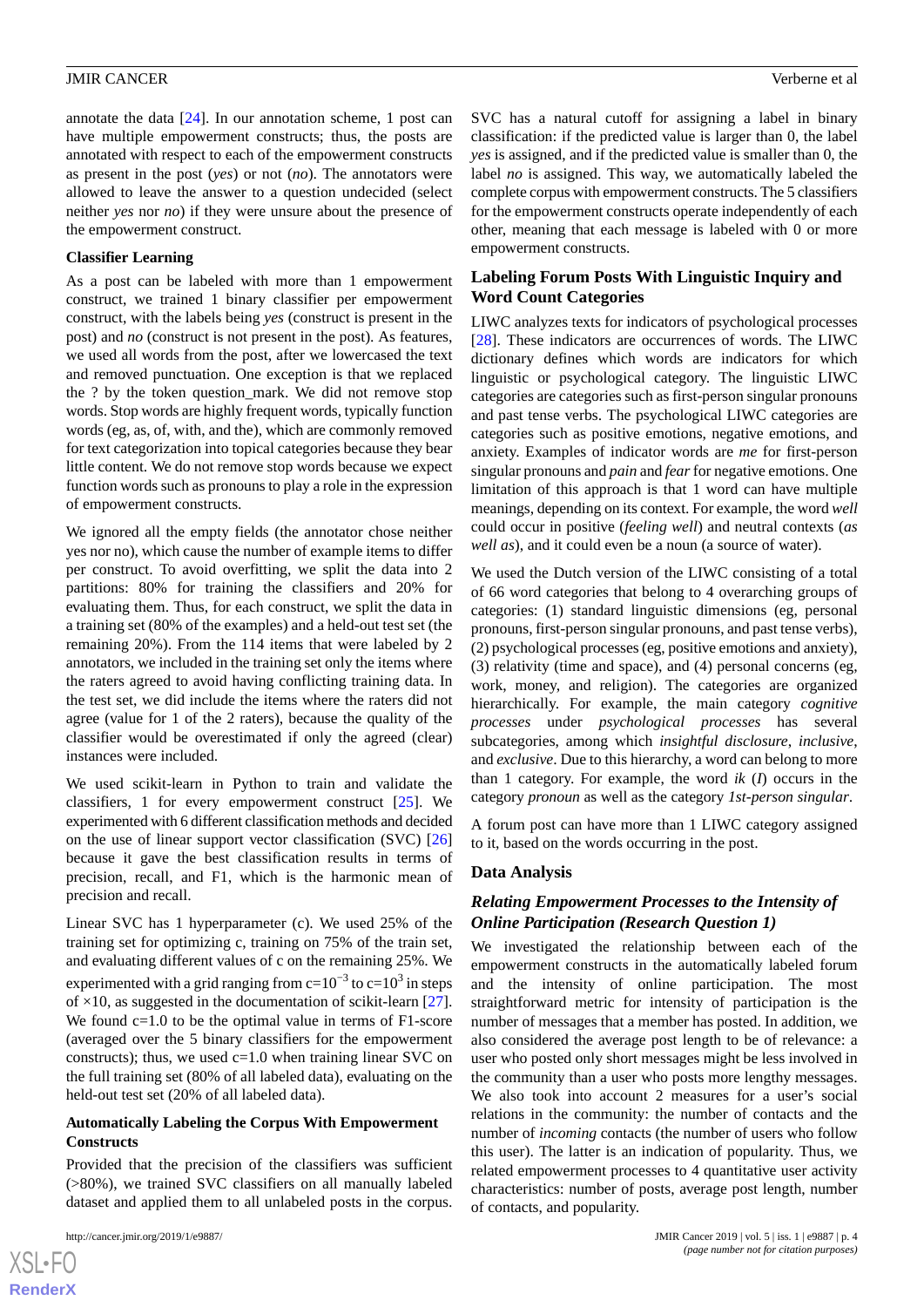annotate the data [24]. In our annotation scheme, 1 post can have multiple empowerment constructs; thus, the posts are annotated with respect to each of the empowerment constructs as present in the post (*yes*) or not (*no*). The annotators were allowed to leave the answer to a question undecided (select neither *yes* nor *no*) if they were unsure about the presence of the empowerment construct.

#### Classifier Learning

As a post can be labeled with more than 1 empowerment construct, we trained 1 binary classifier per empowerment construct, with the labels being *yes* (construct is present in the post) and *no* (construct is not present in the post). As features, we used all words from the post, after we lowercased the text and removed punctuation. One exception is that we replaced the ? by the token question_mark. We did not remove stop words. Stop words are highly frequent words, typically function words (eg, as, of, with, and the), which are commonly removed for text categorization into topical categories because they bear little content. We do not remove stop words because we expect function words such as pronouns to play a role in the expression of empowerment constructs.

We ignored all the empty fields (the annotator chose neither yes nor no), which cause the number of example items to differ per construct. To avoid overfitting, we split the data into 2 partitions: 80% for training the classifiers and 20% for evaluating them. Thus, for each construct, we split the data in a training set (80% of the examples) and a held-out test set (the remaining 20%). From the 114 items that were labeled by 2 annotators, we included in the training set only the items where the raters agreed to avoid having conflicting training data. In the test set, we did include the items where the raters did not agree (value for 1 of the 2 raters), because the quality of the classifier would be overestimated if only the agreed (clear) instances were included.

We used scikit-learn in Python to train and validate the classifiers, 1 for every empowerment construct [25]. We experimented with 6 different classification methods and decided on the use of linear support vector classification (SVC) [26] because it gave the best classification results in terms of precision, recall, and F1, which is the harmonic mean of precision and recall.

Linear SVC has 1 hyperparameter (c). We used 25% of the training set for optimizing c, training on 75% of the train set, and evaluating different values of c on the remaining 25%. We experimented with a grid ranging from $c=10^{-3}$ to $c=10^{3}$ in steps of ×10, as suggested in the documentation of scikit-learn [27]. We found c=1.0 to be the optimal value in terms of F1-score (averaged over the 5 binary classifiers for the empowerment constructs); thus, we used c=1.0 when training linear SVC on the full training set (80% of all labeled data), evaluating on the held-out test set (20% of all labeled data).

#### Automatically Labeling the Corpus With Empowerment Constructs

Provided that the precision of the classifiers was sufficient (>80%), we trained SVC classifiers on all manually labeled dataset and applied them to all unlabeled posts in the corpus. SVC has a natural cutoff for assigning a label in binary classification: if the predicted value is larger than 0, the label *yes* is assigned, and if the predicted value is smaller than 0, the label *no* is assigned. This way, we automatically labeled the complete corpus with empowerment constructs. The 5 classifiers for the empowerment constructs operate independently of each other, meaning that each message is labeled with 0 or more empowerment constructs.

### Labeling Forum Posts With Linguistic Inquiry and Word Count Categories

LIWC analyzes texts for indicators of psychological processes [28]. These indicators are occurrences of words. The LIWC dictionary defines which words are indicators for which linguistic or psychological category. The linguistic LIWC categories are categories such as first-person singular pronouns and past tense verbs. The psychological LIWC categories are categories such as positive emotions, negative emotions, and anxiety. Examples of indicator words are *me* for first-person singular pronouns and *pain* and *fear* for negative emotions. One limitation of this approach is that 1 word can have multiple meanings, depending on its context. For example, the word *well* could occur in positive (*feeling well*) and neutral contexts (*as well as*), and it could even be a noun (a source of water).

We used the Dutch version of the LIWC consisting of a total of 66 word categories that belong to 4 overarching groups of categories: (1) standard linguistic dimensions (eg, personal pronouns, first-person singular pronouns, and past tense verbs), (2) psychological processes (eg, positive emotions and anxiety), (3) relativity (time and space), and (4) personal concerns (eg, work, money, and religion). The categories are organized hierarchically. For example, the main category *cognitive processes* under *psychological processes* has several subcategories, among which *insightful disclosure*, *inclusive*, and *exclusive*. Due to this hierarchy, a word can belong to more than 1 category. For example, the word *ik* (*I*) occurs in the category *pronoun* as well as the category *1st-person singular*.

A forum post can have more than 1 LIWC category assigned to it, based on the words occurring in the post.

### Data Analysis

#### Relating Empowerment Processes to the Intensity of Online Participation (Research Question 1)

We investigated the relationship between each of the empowerment constructs in the automatically labeled forum and the intensity of online participation. The most straightforward metric for intensity of participation is the number of messages that a member has posted. In addition, we also considered the average post length to be of relevance: a user who posted only short messages might be less involved in the community than a user who posts more lengthy messages. We also took into account 2 measures for a user's social relations in the community: the number of contacts and the number of *incoming* contacts (the number of users who follow this user). The latter is an indication of popularity. Thus, we related empowerment processes to 4 quantitative user activity characteristics: number of posts, average post length, number of contacts, and popularity.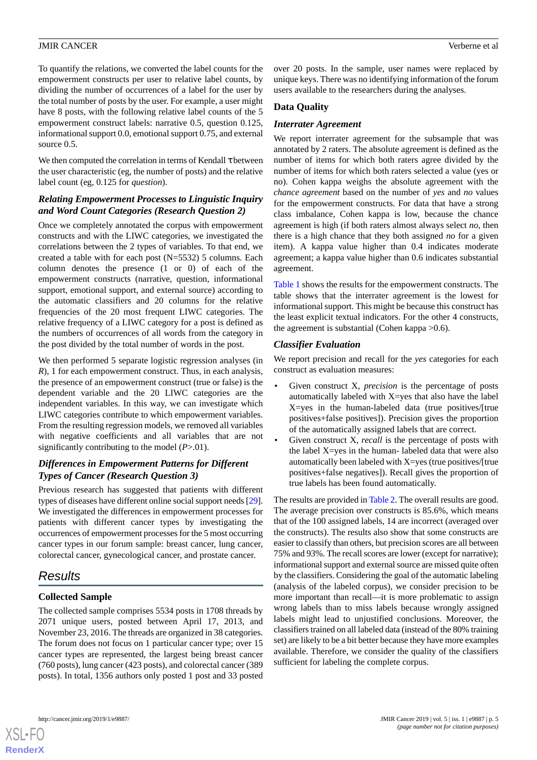To quantify the relations, we converted the label counts for the empowerment constructs per user to relative label counts, by dividing the number of occurrences of a label for the user by the total number of posts by the user. For example, a user might have 8 posts, with the following relative label counts of the 5 empowerment construct labels: narrative 0.5, question 0.125, informational support 0.0, emotional support 0.75, and external source 0.5.

We then computed the correlation in terms of Kendall τ between the user characteristic (eg, the number of posts) and the relative label count (eg, 0.125 for *question*).

### *Relating Empowerment Processes to Linguistic Inquiry and Word Count Categories (Research Question 2)*

Once we completely annotated the corpus with empowerment constructs and with the LIWC categories, we investigated the correlations between the 2 types of variables. To that end, we created a table with for each post (N=5532) 5 columns. Each column denotes the presence (1 or 0) of each of the empowerment constructs (narrative, question, informational support, emotional support, and external source) according to the automatic classifiers and 20 columns for the relative frequencies of the 20 most frequent LIWC categories. The relative frequency of a LIWC category for a post is defined as the numbers of occurrences of all words from the category in the post divided by the total number of words in the post.

We then performed 5 separate logistic regression analyses (in *R*), 1 for each empowerment construct. Thus, in each analysis, the presence of an empowerment construct (true or false) is the dependent variable and the 20 LIWC categories are the independent variables. In this way, we can investigate which LIWC categories contribute to which empowerment variables. From the resulting regression models, we removed all variables with negative coefficients and all variables that are not significantly contributing to the model ($P$>.01).

### *Differences in Empowerment Patterns for Different Types of Cancer (Research Question 3)*

Previous research has suggested that patients with different types of diseases have different online social support needs [29]. We investigated the differences in empowerment processes for patients with different cancer types by investigating the occurrences of empowerment processes for the 5 most occurring cancer types in our forum sample: breast cancer, lung cancer, colorectal cancer, gynecological cancer, and prostate cancer.

## Results

### Collected Sample

The collected sample comprises 5534 posts in 1708 threads by 2071 unique users, posted between April 17, 2013, and November 23, 2016. The threads are organized in 38 categories. The forum does not focus on 1 particular cancer type; over 15 cancer types are represented, the largest being breast cancer (760 posts), lung cancer (423 posts), and colorectal cancer (389 posts). In total, 1356 authors only posted 1 post and 33 posted over 20 posts. In the sample, user names were replaced by unique keys. There was no identifying information of the forum users available to the researchers during the analyses.

### Data Quality

#### *Interrater Agreement*

We report interrater agreement for the subsample that was annotated by 2 raters. The absolute agreement is defined as the number of items for which both raters agree divided by the number of items for which both raters selected a value (yes or no). Cohen kappa weighs the absolute agreement with the *chance agreement* based on the number of *yes* and *no* values for the empowerment constructs. For data that have a strong class imbalance, Cohen kappa is low, because the chance agreement is high (if both raters almost always select *no*, then there is a high chance that they both assigned *no* for a given item). A kappa value higher than 0.4 indicates moderate agreement; a kappa value higher than 0.6 indicates substantial agreement.

Table 1 shows the results for the empowerment constructs. The table shows that the interrater agreement is the lowest for informational support. This might be because this construct has the least explicit textual indicators. For the other 4 constructs, the agreement is substantial (Cohen kappa >0.6).

#### *Classifier Evaluation*

We report precision and recall for the *yes* categories for each construct as evaluation measures:

- Given construct X, *precision* is the percentage of posts automatically labeled with X=yes that also have the label X=yes in the human-labeled data (true positives/[true positives+false positives]). Precision gives the proportion of the automatically assigned labels that are correct.
- Given construct X, *recall* is the percentage of posts with the label X=yes in the human- labeled data that were also automatically been labeled with X=yes (true positives/[true positives+false negatives]). Recall gives the proportion of true labels has been found automatically.

The results are provided in Table 2. The overall results are good. The average precision over constructs is 85.6%, which means that of the 100 assigned labels, 14 are incorrect (averaged over the constructs). The results also show that some constructs are easier to classify than others, but precision scores are all between 75% and 93%. The recall scores are lower (except for narrative); informational support and external source are missed quite often by the classifiers. Considering the goal of the automatic labeling (analysis of the labeled corpus), we consider precision to be more important than recall—it is more problematic to assign wrong labels than to miss labels because wrongly assigned labels might lead to unjustified conclusions. Moreover, the classifiers trained on all labeled data (instead of the 80% training set) are likely to be a bit better because they have more examples available. Therefore, we consider the quality of the classifiers sufficient for labeling the complete corpus.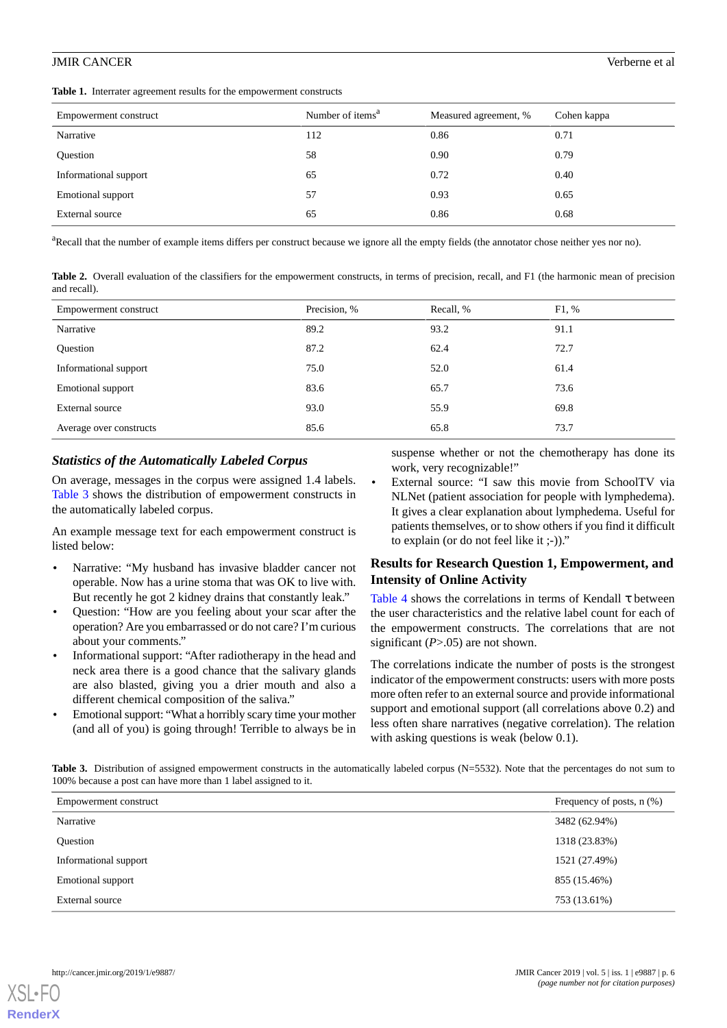**Table 1.** Interrater agreement results for the empowerment constructs

| Empowerment construct | Number of items[a] | Measured agreement, % | Cohen kappa |
|---|---|---|---|
| Narrative | 112 | 0.86 | 0.71 |
| Question | 58 | 0.90 | 0.79 |
| Informational support | 65 | 0.72 | 0.40 |
| Emotional support | 57 | 0.93 | 0.65 |
| External source | 65 | 0.86 | 0.68 |

[a]Recall that the number of example items differs per construct because we ignore all the empty fields (the annotator chose neither yes nor no).

**Table 2.** Overall evaluation of the classifiers for the empowerment constructs, in terms of precision, recall, and F1 (the harmonic mean of precision and recall).

| Empowerment construct | Precision, % | Recall, % | F1, % |
|---|---|---|---|
| Narrative | 89.2 | 93.2 | 91.1 |
| Question | 87.2 | 62.4 | 72.7 |
| Informational support | 75.0 | 52.0 | 61.4 |
| Emotional support | 83.6 | 65.7 | 73.6 |
| External source | 93.0 | 55.9 | 69.8 |
| Average over constructs | 85.6 | 65.8 | 73.7 |

### *Statistics of the Automatically Labeled Corpus*

On average, messages in the corpus were assigned 1.4 labels. Table 3 shows the distribution of empowerment constructs in the automatically labeled corpus.

An example message text for each empowerment construct is listed below:

- Narrative: "My husband has invasive bladder cancer not operable. Now has a urine stoma that was OK to live with. But recently he got 2 kidney drains that constantly leak."
- Question: "How are you feeling about your scar after the operation? Are you embarrassed or do not care? I'm curious about your comments."
- Informational support: "After radiotherapy in the head and neck area there is a good chance that the salivary glands are also blasted, giving you a drier mouth and also a different chemical composition of the saliva."
- Emotional support: "What a horribly scary time your mother (and all of you) is going through! Terrible to always be in suspense whether or not the chemotherapy has done its work, very recognizable!"
- External source: "I saw this movie from SchoolTV via NLNet (patient association for people with lymphedema). It gives a clear explanation about lymphedema. Useful for patients themselves, or to show others if you find it difficult to explain (or do not feel like it ;-))."

### Results for Research Question 1, Empowerment, and Intensity of Online Activity

Table 4 shows the correlations in terms of Kendall $\tau$ between the user characteristics and the relative label count for each of the empowerment constructs. The correlations that are not significant ($P$>.05) are not shown.

The correlations indicate the number of posts is the strongest indicator of the empowerment constructs: users with more posts more often refer to an external source and provide informational support and emotional support (all correlations above 0.2) and less often share narratives (negative correlation). The relation with asking questions is weak (below 0.1).

**Table 3.** Distribution of assigned empowerment constructs in the automatically labeled corpus (N=5532). Note that the percentages do not sum to 100% because a post can have more than 1 label assigned to it.

| Empowerment construct | Frequency of posts, n (%) |
|---|---|
| Narrative | 3482 (62.94%) |
| Question | 1318 (23.83%) |
| Informational support | 1521 (27.49%) |
| Emotional support | 855 (15.46%) |
| External source | 753 (13.61%) |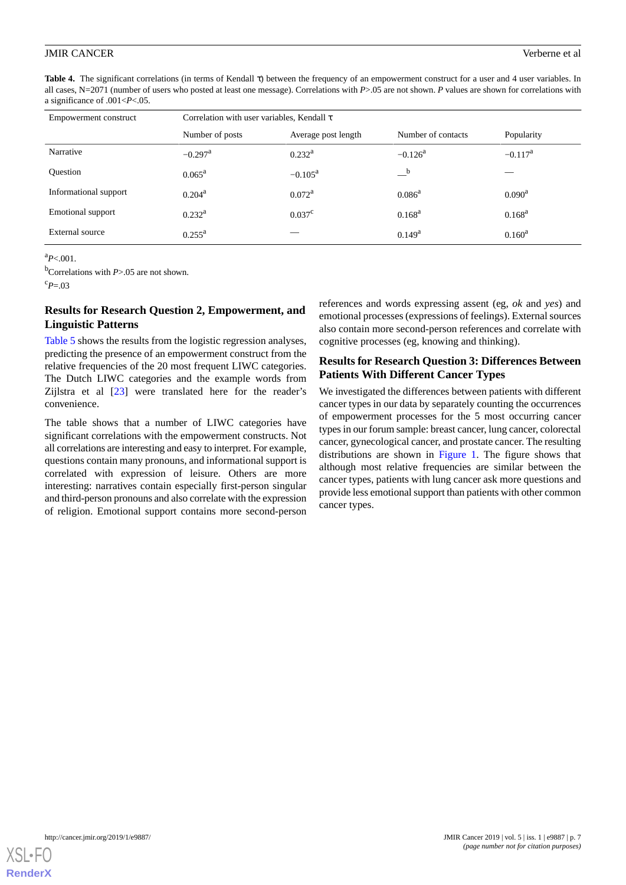**Table 4.** The significant correlations (in terms of Kendall τ) between the frequency of an empowerment construct for a user and 4 user variables. In all cases, N=2071 (number of users who posted at least one message). Correlations with *P*>.05 are not shown. *P* values are shown for correlations with a significance of .001<*P*<.05.

| Empowerment construct | Correlation with user variables, Kendall τ | | | |
|---|---|---|---|---|
| | Number of posts | Average post length | Number of contacts | Popularity |
| Narrative | −0.297[a] | 0.232[a] | −0.126[a] | −0.117[a] |
| Question | 0.065[a] | −0.105[a] | —[b] | — |
| Informational support | 0.204[a] | 0.072[a] | 0.086[a] | 0.090[a] |
| Emotional support | 0.232[a] | 0.037[c] | 0.168[a] | 0.168[a] |
| External source | 0.255[a] | — | 0.149[a] | 0.160[a] |

[a]*P*<.001.

[b]Correlations with *P*>.05 are not shown.

[c]*P*=.03

### Results for Research Question 2, Empowerment, and Linguistic Patterns

Table 5 shows the results from the logistic regression analyses, predicting the presence of an empowerment construct from the relative frequencies of the 20 most frequent LIWC categories. The Dutch LIWC categories and the example words from Zijlstra et al [23] were translated here for the reader's convenience.

The table shows that a number of LIWC categories have significant correlations with the empowerment constructs. Not all correlations are interesting and easy to interpret. For example, questions contain many pronouns, and informational support is correlated with expression of leisure. Others are more interesting: narratives contain especially first-person singular and third-person pronouns and also correlate with the expression of religion. Emotional support contains more second-person references and words expressing assent (eg, *ok* and *yes*) and emotional processes (expressions of feelings). External sources also contain more second-person references and correlate with cognitive processes (eg, knowing and thinking).

### Results for Research Question 3: Differences Between Patients With Different Cancer Types

We investigated the differences between patients with different cancer types in our data by separately counting the occurrences of empowerment processes for the 5 most occurring cancer types in our forum sample: breast cancer, lung cancer, colorectal cancer, gynecological cancer, and prostate cancer. The resulting distributions are shown in Figure 1. The figure shows that although most relative frequencies are similar between the cancer types, patients with lung cancer ask more questions and provide less emotional support than patients with other common cancer types.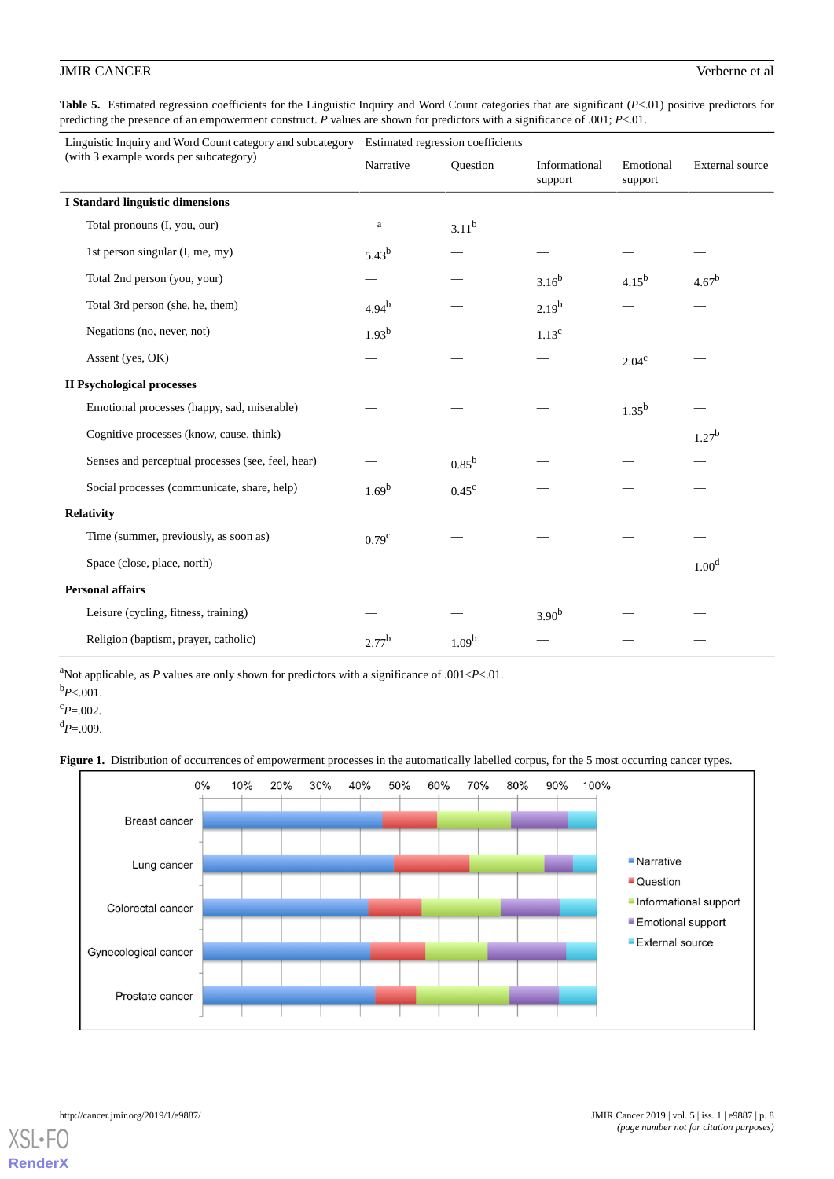**Table 5.** Estimated regression coefficients for the Linguistic Inquiry and Word Count categories that are significant (*P*<.01) positive predictors for predicting the presence of an empowerment construct. *P* values are shown for predictors with a significance of .001; *P*<.01.

| Linguistic Inquiry and Word Count category and subcategory (with 3 example words per subcategory) | Estimated regression coefficients | | | | |
|---|---|---|---|---|---|
| | Narrative | Question | Informational support | Emotional support | External source |
| **I Standard linguistic dimensions** | | | | | |
| Total pronouns (I, you, our) | —[a] | 3.11[b] | — | — | — |
| 1st person singular (I, me, my) | 5.43[b] | — | — | — | — |
| Total 2nd person (you, your) | — | — | 3.16[b] | 4.15[b] | 4.67[b] |
| Total 3rd person (she, he, them) | 4.94[b] | — | 2.19[b] | — | — |
| Negations (no, never, not) | 1.93[b] | — | 1.13[c] | — | — |
| Assent (yes, OK) | — | — | — | 2.04[c] | — |
| **II Psychological processes** | | | | | |
| Emotional processes (happy, sad, miserable) | — | — | — | 1.35[b] | — |
| Cognitive processes (know, cause, think) | — | — | — | — | 1.27[b] |
| Senses and perceptual processes (see, feel, hear) | — | 0.85[b] | — | — | — |
| Social processes (communicate, share, help) | 1.69[b] | 0.45[c] | — | — | — |
| **Relativity** | | | | | |
| Time (summer, previously, as soon as) | 0.79[c] | — | — | — | — |
| Space (close, place, north) | — | — | — | — | 1.00[d] |
| **Personal affairs** | | | | | |
| Leisure (cycling, fitness, training) | — | — | 3.90[b] | — | — |
| Religion (baptism, prayer, catholic) | 2.77[b] | 1.09[b] | — | — | — |

[a]Not applicable, as *P* values are only shown for predictors with a significance of .001<*P*<.01.

[b]*P*<.001.

[c]*P*=.002.

[d]*P*=.009.

**Figure 1.** Distribution of occurrences of empowerment processes in the automatically labelled corpus, for the 5 most occurring cancer types.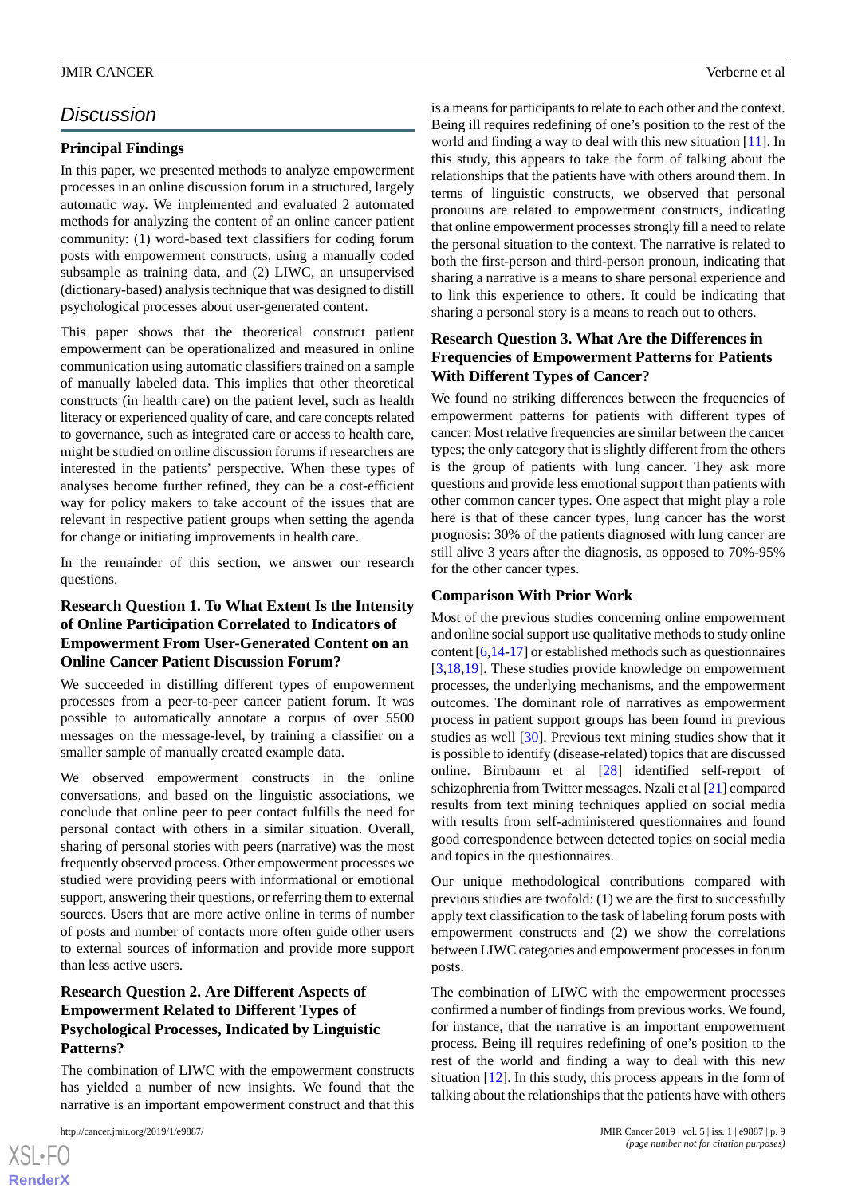## Discussion

### Principal Findings

In this paper, we presented methods to analyze empowerment processes in an online discussion forum in a structured, largely automatic way. We implemented and evaluated 2 automated methods for analyzing the content of an online cancer patient community: (1) word-based text classifiers for coding forum posts with empowerment constructs, using a manually coded subsample as training data, and (2) LIWC, an unsupervised (dictionary-based) analysis technique that was designed to distill psychological processes about user-generated content.

This paper shows that the theoretical construct patient empowerment can be operationalized and measured in online communication using automatic classifiers trained on a sample of manually labeled data. This implies that other theoretical constructs (in health care) on the patient level, such as health literacy or experienced quality of care, and care concepts related to governance, such as integrated care or access to health care, might be studied on online discussion forums if researchers are interested in the patients' perspective. When these types of analyses become further refined, they can be a cost-efficient way for policy makers to take account of the issues that are relevant in respective patient groups when setting the agenda for change or initiating improvements in health care.

In the remainder of this section, we answer our research questions.

### Research Question 1. To What Extent Is the Intensity of Online Participation Correlated to Indicators of Empowerment From User-Generated Content on an Online Cancer Patient Discussion Forum?

We succeeded in distilling different types of empowerment processes from a peer-to-peer cancer patient forum. It was possible to automatically annotate a corpus of over 5500 messages on the message-level, by training a classifier on a smaller sample of manually created example data.

We observed empowerment constructs in the online conversations, and based on the linguistic associations, we conclude that online peer to peer contact fulfills the need for personal contact with others in a similar situation. Overall, sharing of personal stories with peers (narrative) was the most frequently observed process. Other empowerment processes we studied were providing peers with informational or emotional support, answering their questions, or referring them to external sources. Users that are more active online in terms of number of posts and number of contacts more often guide other users to external sources of information and provide more support than less active users.

### Research Question 2. Are Different Aspects of Empowerment Related to Different Types of Psychological Processes, Indicated by Linguistic Patterns?

The combination of LIWC with the empowerment constructs has yielded a number of new insights. We found that the narrative is an important empowerment construct and that this is a means for participants to relate to each other and the context. Being ill requires redefining of one's position to the rest of the world and finding a way to deal with this new situation [11]. In this study, this appears to take the form of talking about the relationships that the patients have with others around them. In terms of linguistic constructs, we observed that personal pronouns are related to empowerment constructs, indicating that online empowerment processes strongly fill a need to relate the personal situation to the context. The narrative is related to both the first-person and third-person pronoun, indicating that sharing a narrative is a means to share personal experience and to link this experience to others. It could be indicating that sharing a personal story is a means to reach out to others.

### Research Question 3. What Are the Differences in Frequencies of Empowerment Patterns for Patients With Different Types of Cancer?

We found no striking differences between the frequencies of empowerment patterns for patients with different types of cancer: Most relative frequencies are similar between the cancer types; the only category that is slightly different from the others is the group of patients with lung cancer. They ask more questions and provide less emotional support than patients with other common cancer types. One aspect that might play a role here is that of these cancer types, lung cancer has the worst prognosis: 30% of the patients diagnosed with lung cancer are still alive 3 years after the diagnosis, as opposed to 70%-95% for the other cancer types.

### Comparison With Prior Work

Most of the previous studies concerning online empowerment and online social support use qualitative methods to study online content [6,14-17] or established methods such as questionnaires [3,18,19]. These studies provide knowledge on empowerment processes, the underlying mechanisms, and the empowerment outcomes. The dominant role of narratives as empowerment process in patient support groups has been found in previous studies as well [30]. Previous text mining studies show that it is possible to identify (disease-related) topics that are discussed online. Birnbaum et al [28] identified self-report of schizophrenia from Twitter messages. Nzali et al [21] compared results from text mining techniques applied on social media with results from self-administered questionnaires and found good correspondence between detected topics on social media and topics in the questionnaires.

Our unique methodological contributions compared with previous studies are twofold: (1) we are the first to successfully apply text classification to the task of labeling forum posts with empowerment constructs and (2) we show the correlations between LIWC categories and empowerment processes in forum posts.

The combination of LIWC with the empowerment processes confirmed a number of findings from previous works. We found, for instance, that the narrative is an important empowerment process. Being ill requires redefining of one's position to the rest of the world and finding a way to deal with this new situation [12]. In this study, this process appears in the form of talking about the relationships that the patients have with others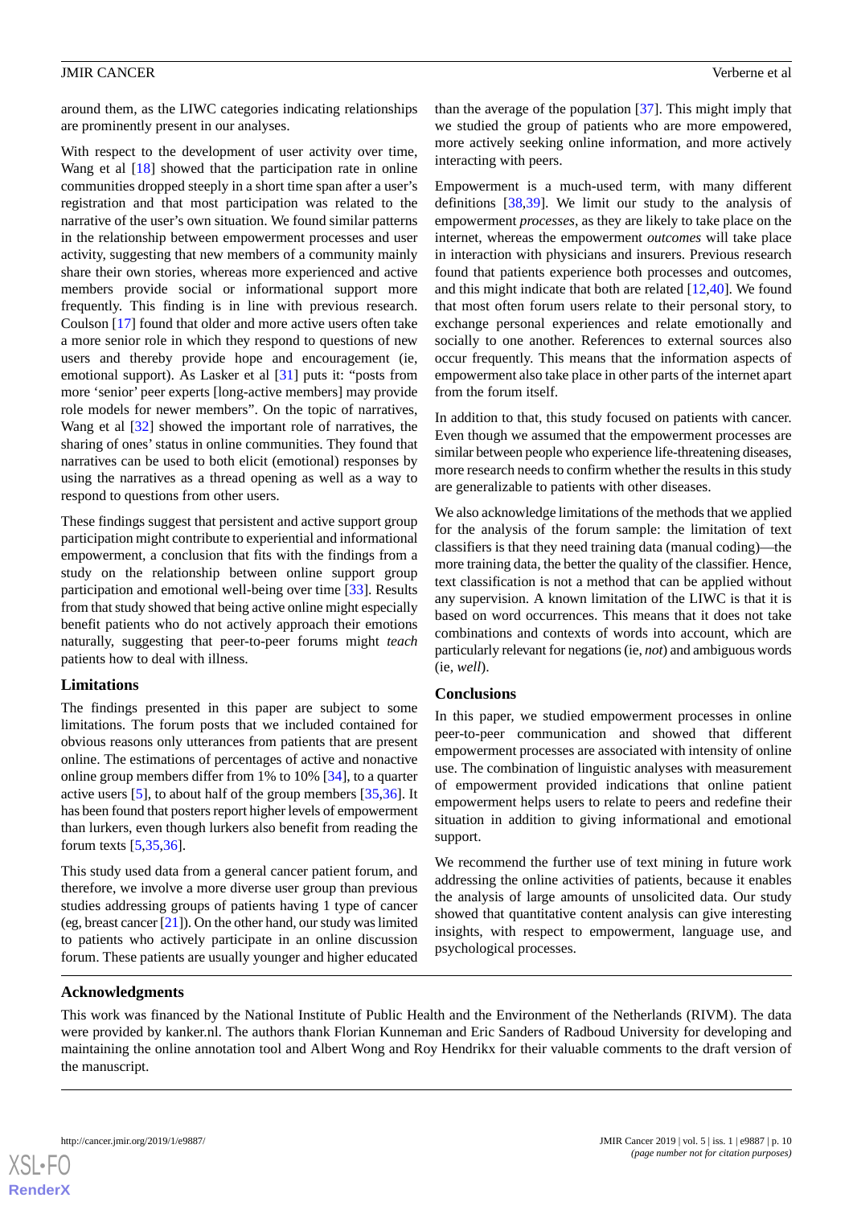around them, as the LIWC categories indicating relationships are prominently present in our analyses.

With respect to the development of user activity over time, Wang et al [18] showed that the participation rate in online communities dropped steeply in a short time span after a user's registration and that most participation was related to the narrative of the user's own situation. We found similar patterns in the relationship between empowerment processes and user activity, suggesting that new members of a community mainly share their own stories, whereas more experienced and active members provide social or informational support more frequently. This finding is in line with previous research. Coulson [17] found that older and more active users often take a more senior role in which they respond to questions of new users and thereby provide hope and encouragement (ie, emotional support). As Lasker et al [31] puts it: "posts from more 'senior' peer experts [long-active members] may provide role models for newer members". On the topic of narratives, Wang et al [32] showed the important role of narratives, the sharing of ones' status in online communities. They found that narratives can be used to both elicit (emotional) responses by using the narratives as a thread opening as well as a way to respond to questions from other users.

These findings suggest that persistent and active support group participation might contribute to experiential and informational empowerment, a conclusion that fits with the findings from a study on the relationship between online support group participation and emotional well-being over time [33]. Results from that study showed that being active online might especially benefit patients who do not actively approach their emotions naturally, suggesting that peer-to-peer forums might *teach* patients how to deal with illness.

## Limitations

The findings presented in this paper are subject to some limitations. The forum posts that we included contained for obvious reasons only utterances from patients that are present online. The estimations of percentages of active and nonactive online group members differ from 1% to 10% [34], to a quarter active users [5], to about half of the group members [35,36]. It has been found that posters report higher levels of empowerment than lurkers, even though lurkers also benefit from reading the forum texts [5,35,36].

This study used data from a general cancer patient forum, and therefore, we involve a more diverse user group than previous studies addressing groups of patients having 1 type of cancer (eg, breast cancer [21]). On the other hand, our study was limited to patients who actively participate in an online discussion forum. These patients are usually younger and higher educated than the average of the population [37]. This might imply that we studied the group of patients who are more empowered, more actively seeking online information, and more actively interacting with peers.

Empowerment is a much-used term, with many different definitions [38,39]. We limit our study to the analysis of empowerment *processes*, as they are likely to take place on the internet, whereas the empowerment *outcomes* will take place in interaction with physicians and insurers. Previous research found that patients experience both processes and outcomes, and this might indicate that both are related [12,40]. We found that most often forum users relate to their personal story, to exchange personal experiences and relate emotionally and socially to one another. References to external sources also occur frequently. This means that the information aspects of empowerment also take place in other parts of the internet apart from the forum itself.

In addition to that, this study focused on patients with cancer. Even though we assumed that the empowerment processes are similar between people who experience life-threatening diseases, more research needs to confirm whether the results in this study are generalizable to patients with other diseases.

We also acknowledge limitations of the methods that we applied for the analysis of the forum sample: the limitation of text classifiers is that they need training data (manual coding)—the more training data, the better the quality of the classifier. Hence, text classification is not a method that can be applied without any supervision. A known limitation of the LIWC is that it is based on word occurrences. This means that it does not take combinations and contexts of words into account, which are particularly relevant for negations (ie, *not*) and ambiguous words (ie, *well*).

## Conclusions

In this paper, we studied empowerment processes in online peer-to-peer communication and showed that different empowerment processes are associated with intensity of online use. The combination of linguistic analyses with measurement of empowerment provided indications that online patient empowerment helps users to relate to peers and redefine their situation in addition to giving informational and emotional support.

We recommend the further use of text mining in future work addressing the online activities of patients, because it enables the analysis of large amounts of unsolicited data. Our study showed that quantitative content analysis can give interesting insights, with respect to empowerment, language use, and psychological processes.

## Acknowledgments

This work was financed by the National Institute of Public Health and the Environment of the Netherlands (RIVM). The data were provided by kanker.nl. The authors thank Florian Kunneman and Eric Sanders of Radboud University for developing and maintaining the online annotation tool and Albert Wong and Roy Hendrikx for their valuable comments to the draft version of the manuscript.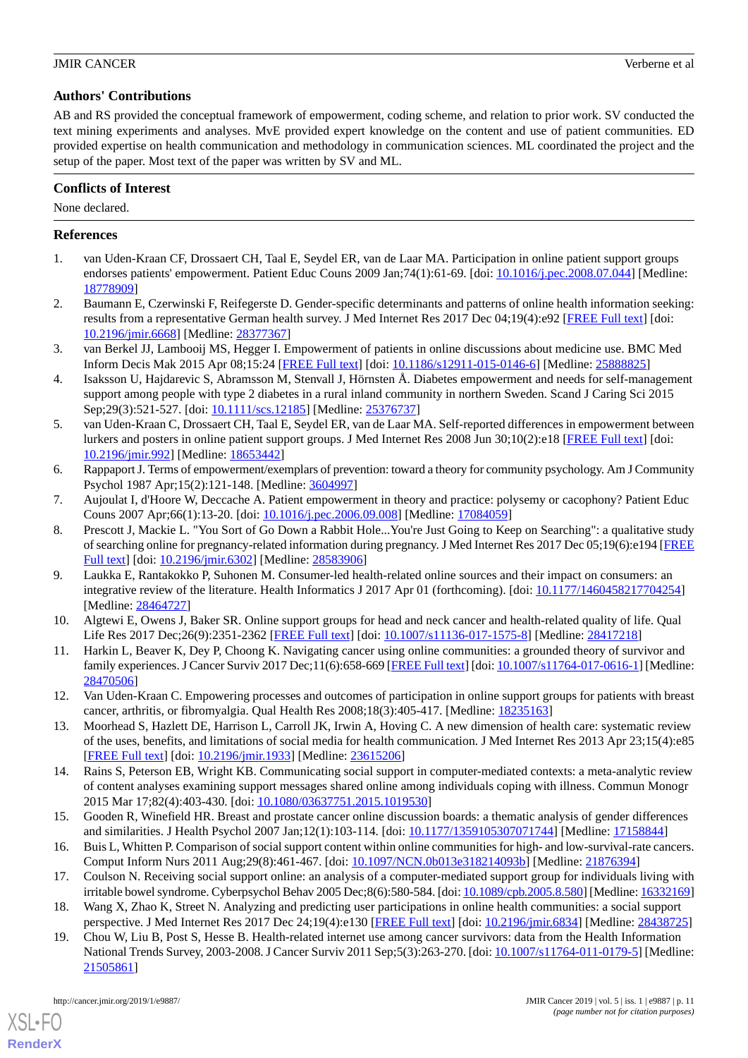## Authors' Contributions

AB and RS provided the conceptual framework of empowerment, coding scheme, and relation to prior work. SV conducted the text mining experiments and analyses. MvE provided expert knowledge on the content and use of patient communities. ED provided expertise on health communication and methodology in communication sciences. ML coordinated the project and the setup of the paper. Most text of the paper was written by SV and ML.

## Conflicts of Interest

None declared.

## References

1. van Uden-Kraan CF, Drossaert CH, Taal E, Seydel ER, van de Laar MA. Participation in online patient support groups endorses patients' empowerment. Patient Educ Couns 2009 Jan;74(1):61-69. [doi: 10.1016/j.pec.2008.07.044] [Medline: 18778909]
2. Baumann E, Czerwinski F, Reifegerste D. Gender-specific determinants and patterns of online health information seeking: results from a representative German health survey. J Med Internet Res 2017 Dec 04;19(4):e92 [FREE Full text] [doi: 10.2196/jmir.6668] [Medline: 28377367]
3. van Berkel JJ, Lambooij MS, Hegger I. Empowerment of patients in online discussions about medicine use. BMC Med Inform Decis Mak 2015 Apr 08;15:24 [FREE Full text] [doi: 10.1186/s12911-015-0146-6] [Medline: 25888825]
4. Isaksson U, Hajdarevic S, Abramsson M, Stenvall J, Hörnsten Å. Diabetes empowerment and needs for self-management support among people with type 2 diabetes in a rural inland community in northern Sweden. Scand J Caring Sci 2015 Sep;29(3):521-527. [doi: 10.1111/scs.12185] [Medline: 25376737]
5. van Uden-Kraan C, Drossaert CH, Taal E, Seydel ER, van de Laar MA. Self-reported differences in empowerment between lurkers and posters in online patient support groups. J Med Internet Res 2008 Jun 30;10(2):e18 [FREE Full text] [doi: 10.2196/jmir.992] [Medline: 18653442]
6. Rappaport J. Terms of empowerment/exemplars of prevention: toward a theory for community psychology. Am J Community Psychol 1987 Apr;15(2):121-148. [Medline: 3604997]
7. Aujoulat I, d'Hoore W, Deccache A. Patient empowerment in theory and practice: polysemy or cacophony? Patient Educ Couns 2007 Apr;66(1):13-20. [doi: 10.1016/j.pec.2006.09.008] [Medline: 17084059]
8. Prescott J, Mackie L. "You Sort of Go Down a Rabbit Hole...You're Just Going to Keep on Searching": a qualitative study of searching online for pregnancy-related information during pregnancy. J Med Internet Res 2017 Dec 05;19(6):e194 [FREE Full text] [doi: 10.2196/jmir.6302] [Medline: 28583906]
9. Laukka E, Rantakokko P, Suhonen M. Consumer-led health-related online sources and their impact on consumers: an integrative review of the literature. Health Informatics J 2017 Apr 01 (forthcoming). [doi: 10.1177/1460458217704254] [Medline: 28464727]
10. Algtewi E, Owens J, Baker SR. Online support groups for head and neck cancer and health-related quality of life. Qual Life Res 2017 Dec;26(9):2351-2362 [FREE Full text] [doi: 10.1007/s11136-017-1575-8] [Medline: 28417218]
11. Harkin L, Beaver K, Dey P, Choong K. Navigating cancer using online communities: a grounded theory of survivor and family experiences. J Cancer Surviv 2017 Dec;11(6):658-669 [FREE Full text] [doi: 10.1007/s11764-017-0616-1] [Medline: 28470506]
12. Van Uden-Kraan C. Empowering processes and outcomes of participation in online support groups for patients with breast cancer, arthritis, or fibromyalgia. Qual Health Res 2008;18(3):405-417. [Medline: 18235163]
13. Moorhead S, Hazlett DE, Harrison L, Carroll JK, Irwin A, Hoving C. A new dimension of health care: systematic review of the uses, benefits, and limitations of social media for health communication. J Med Internet Res 2013 Apr 23;15(4):e85 [FREE Full text] [doi: 10.2196/jmir.1933] [Medline: 23615206]
14. Rains S, Peterson EB, Wright KB. Communicating social support in computer-mediated contexts: a meta-analytic review of content analyses examining support messages shared online among individuals coping with illness. Commun Monogr 2015 Mar 17;82(4):403-430. [doi: 10.1080/03637751.2015.1019530]
15. Gooden R, Winefield HR. Breast and prostate cancer online discussion boards: a thematic analysis of gender differences and similarities. J Health Psychol 2007 Jan;12(1):103-114. [doi: 10.1177/1359105307071744] [Medline: 17158844]
16. Buis L, Whitten P. Comparison of social support content within online communities for high- and low-survival-rate cancers. Comput Inform Nurs 2011 Aug;29(8):461-467. [doi: 10.1097/NCN.0b013e318214093b] [Medline: 21876394]
17. Coulson N. Receiving social support online: an analysis of a computer-mediated support group for individuals living with irritable bowel syndrome. Cyberpsychol Behav 2005 Dec;8(6):580-584. [doi: 10.1089/cpb.2005.8.580] [Medline: 16332169]
18. Wang X, Zhao K, Street N. Analyzing and predicting user participations in online health communities: a social support perspective. J Med Internet Res 2017 Dec 24;19(4):e130 [FREE Full text] [doi: 10.2196/jmir.6834] [Medline: 28438725]
19. Chou W, Liu B, Post S, Hesse B. Health-related internet use among cancer survivors: data from the Health Information National Trends Survey, 2003-2008. J Cancer Surviv 2011 Sep;5(3):263-270. [doi: 10.1007/s11764-011-0179-5] [Medline: 21505861]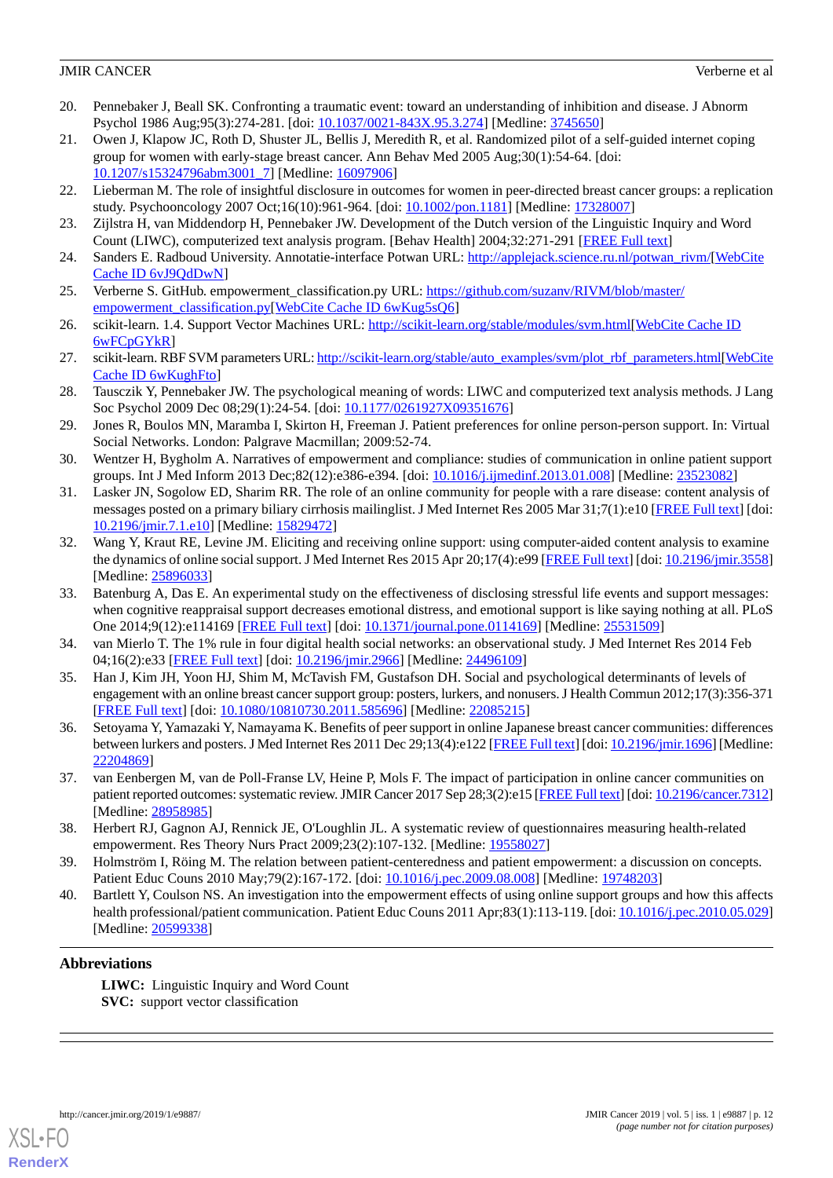20. Pennebaker J, Beall SK. Confronting a traumatic event: toward an understanding of inhibition and disease. J Abnorm Psychol 1986 Aug;95(3):274-281. [doi: 10.1037/0021-843X.95.3.274] [Medline: 3745650]
21. Owen J, Klapow JC, Roth D, Shuster JL, Bellis J, Meredith R, et al. Randomized pilot of a self-guided internet coping group for women with early-stage breast cancer. Ann Behav Med 2005 Aug;30(1):54-64. [doi: 10.1207/s15324796abm3001_7] [Medline: 16097906]
22. Lieberman M. The role of insightful disclosure in outcomes for women in peer-directed breast cancer groups: a replication study. Psychooncology 2007 Oct;16(10):961-964. [doi: 10.1002/pon.1181] [Medline: 17328007]
23. Zijlstra H, van Middendorp H, Pennebaker JW. Development of the Dutch version of the Linguistic Inquiry and Word Count (LIWC), computerized text analysis program. [Behav Health] 2004;32:271-291 [FREE Full text]
24. Sanders E. Radboud University. Annotatie-interface Potwan URL: http://applejack.science.ru.nl/potwan_rivm/[WebCite Cache ID 6vJ9QdDwN]
25. Verberne S. GitHub. empowerment_classification.py URL: https://github.com/suzanv/RIVM/blob/master/empowerment_classification.py[WebCite Cache ID 6wKug5sQ6]
26. scikit-learn. 1.4. Support Vector Machines URL: http://scikit-learn.org/stable/modules/svm.html[WebCite Cache ID 6wFCpGYkR]
27. scikit-learn. RBF SVM parameters URL: http://scikit-learn.org/stable/auto_examples/svm/plot_rbf_parameters.html[WebCite Cache ID 6wKughFto]
28. Tausczik Y, Pennebaker JW. The psychological meaning of words: LIWC and computerized text analysis methods. J Lang Soc Psychol 2009 Dec 08;29(1):24-54. [doi: 10.1177/0261927X09351676]
29. Jones R, Boulos MN, Maramba I, Skirton H, Freeman J. Patient preferences for online person-person support. In: Virtual Social Networks. London: Palgrave Macmillan; 2009:52-74.
30. Wentzer H, Bygholm A. Narratives of empowerment and compliance: studies of communication in online patient support groups. Int J Med Inform 2013 Dec;82(12):e386-e394. [doi: 10.1016/j.ijmedinf.2013.01.008] [Medline: 23523082]
31. Lasker JN, Sogolow ED, Sharim RR. The role of an online community for people with a rare disease: content analysis of messages posted on a primary biliary cirrhosis mailinglist. J Med Internet Res 2005 Mar 31;7(1):e10 [FREE Full text] [doi: 10.2196/jmir.7.1.e10] [Medline: 15829472]
32. Wang Y, Kraut RE, Levine JM. Eliciting and receiving online support: using computer-aided content analysis to examine the dynamics of online social support. J Med Internet Res 2015 Apr 20;17(4):e99 [FREE Full text] [doi: 10.2196/jmir.3558] [Medline: 25896033]
33. Batenburg A, Das E. An experimental study on the effectiveness of disclosing stressful life events and support messages: when cognitive reappraisal support decreases emotional distress, and emotional support is like saying nothing at all. PLoS One 2014;9(12):e114169 [FREE Full text] [doi: 10.1371/journal.pone.0114169] [Medline: 25531509]
34. van Mierlo T. The 1% rule in four digital health social networks: an observational study. J Med Internet Res 2014 Feb 04;16(2):e33 [FREE Full text] [doi: 10.2196/jmir.2966] [Medline: 24496109]
35. Han J, Kim JH, Yoon HJ, Shim M, McTavish FM, Gustafson DH. Social and psychological determinants of levels of engagement with an online breast cancer support group: posters, lurkers, and nonusers. J Health Commun 2012;17(3):356-371 [FREE Full text] [doi: 10.1080/10810730.2011.585696] [Medline: 22085215]
36. Setoyama Y, Yamazaki Y, Namayama K. Benefits of peer support in online Japanese breast cancer communities: differences between lurkers and posters. J Med Internet Res 2011 Dec 29;13(4):e122 [FREE Full text] [doi: 10.2196/jmir.1696] [Medline: 22204869]
37. van Eenbergen M, van de Poll-Franse LV, Heine P, Mols F. The impact of participation in online cancer communities on patient reported outcomes: systematic review. JMIR Cancer 2017 Sep 28;3(2):e15 [FREE Full text] [doi: 10.2196/cancer.7312] [Medline: 28958985]
38. Herbert RJ, Gagnon AJ, Rennick JE, O'Loughlin JL. A systematic review of questionnaires measuring health-related empowerment. Res Theory Nurs Pract 2009;23(2):107-132. [Medline: 19558027]
39. Holmström I, Röing M. The relation between patient-centeredness and patient empowerment: a discussion on concepts. Patient Educ Couns 2010 May;79(2):167-172. [doi: 10.1016/j.pec.2009.08.008] [Medline: 19748203]
40. Bartlett Y, Coulson NS. An investigation into the empowerment effects of using online support groups and how this affects health professional/patient communication. Patient Educ Couns 2011 Apr;83(1):113-119. [doi: 10.1016/j.pec.2010.05.029] [Medline: 20599338]

## Abbreviations

**LIWC:** Linguistic Inquiry and Word Count
**SVC:** support vector classification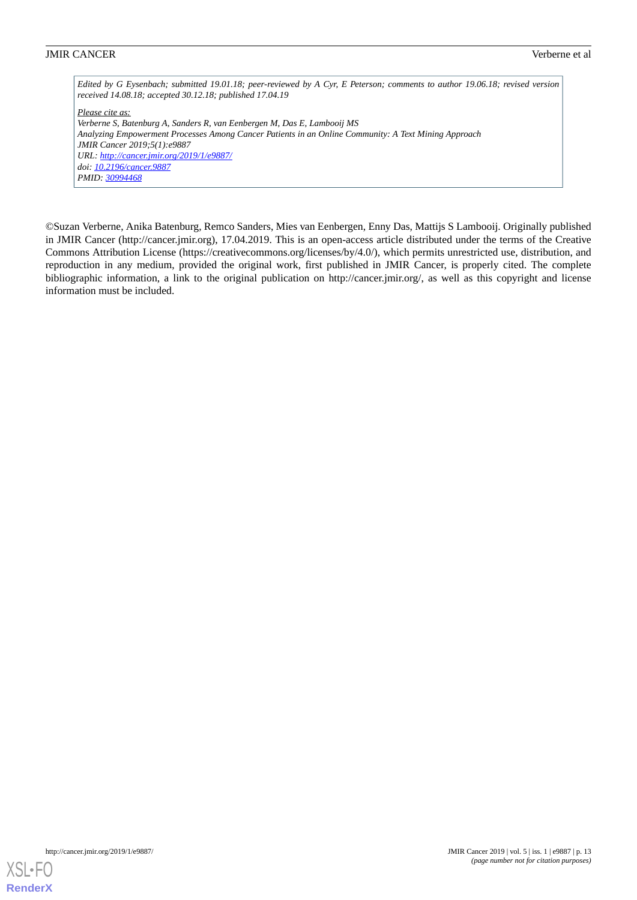*Edited by G Eysenbach; submitted 19.01.18; peer-reviewed by A Cyr, E Peterson; comments to author 19.06.18; revised version received 14.08.18; accepted 30.12.18; published 17.04.19*

*Please cite as:*
*Verberne S, Batenburg A, Sanders R, van Eenbergen M, Das E, Lambooij MS*
*Analyzing Empowerment Processes Among Cancer Patients in an Online Community: A Text Mining Approach*
*JMIR Cancer 2019;5(1):e9887*
*URL: http://cancer.jmir.org/2019/1/e9887/*
*doi: 10.2196/cancer.9887*
*PMID: 30994468*

©Suzan Verberne, Anika Batenburg, Remco Sanders, Mies van Eenbergen, Enny Das, Mattijs S Lambooij. Originally published in JMIR Cancer (http://cancer.jmir.org), 17.04.2019. This is an open-access article distributed under the terms of the Creative Commons Attribution License (https://creativecommons.org/licenses/by/4.0/), which permits unrestricted use, distribution, and reproduction in any medium, provided the original work, first published in JMIR Cancer, is properly cited. The complete bibliographic information, a link to the original publication on http://cancer.jmir.org/, as well as this copyright and license information must be included.